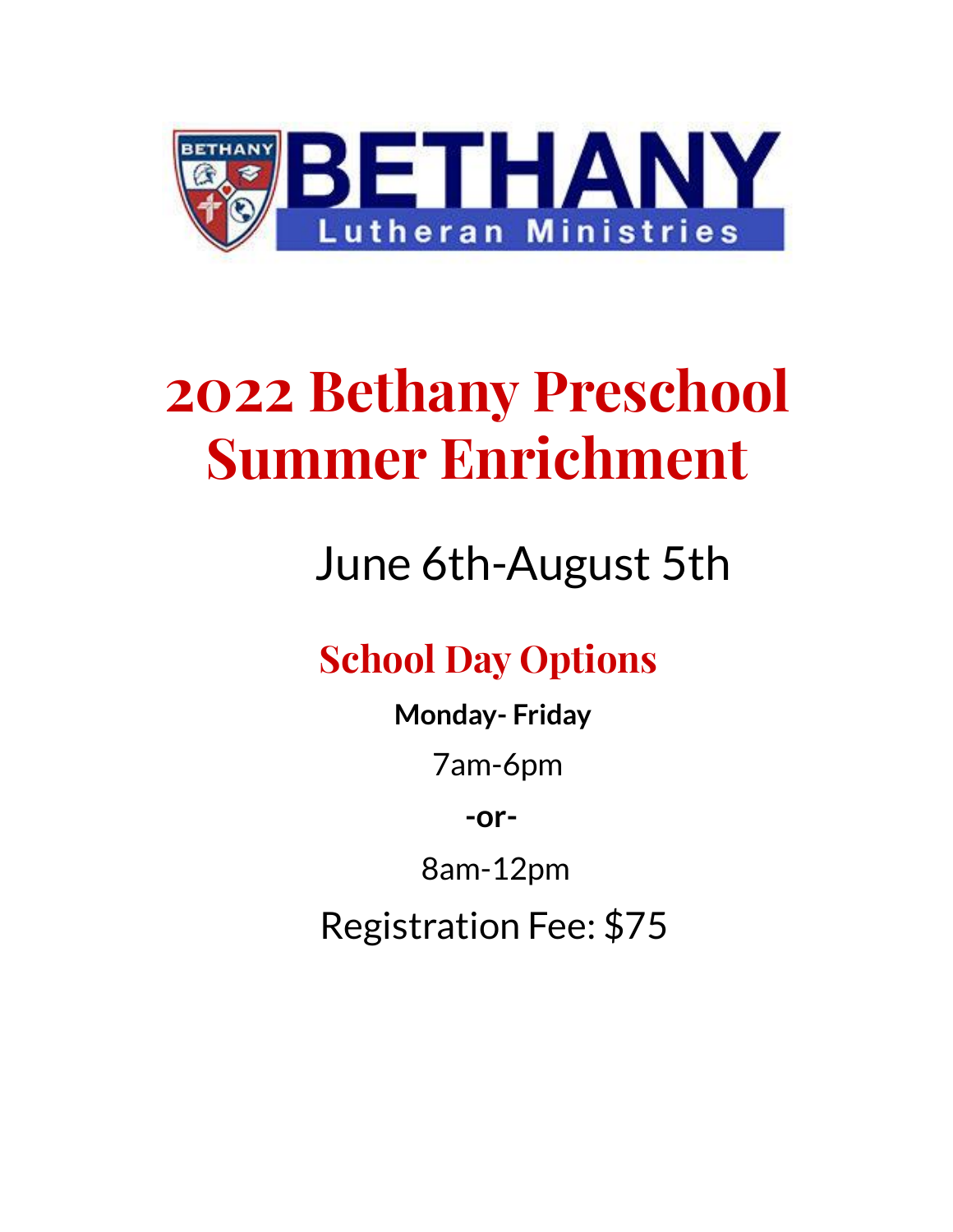BETHANY

Lutheran Ministries

# 2022 Bethany Preschool Summer Enrichment

June 6th-August 5th

## School Day Options

**Monday- Friday**

7am-6pm

**-or-**

8am-12pm

Registration Fee: $75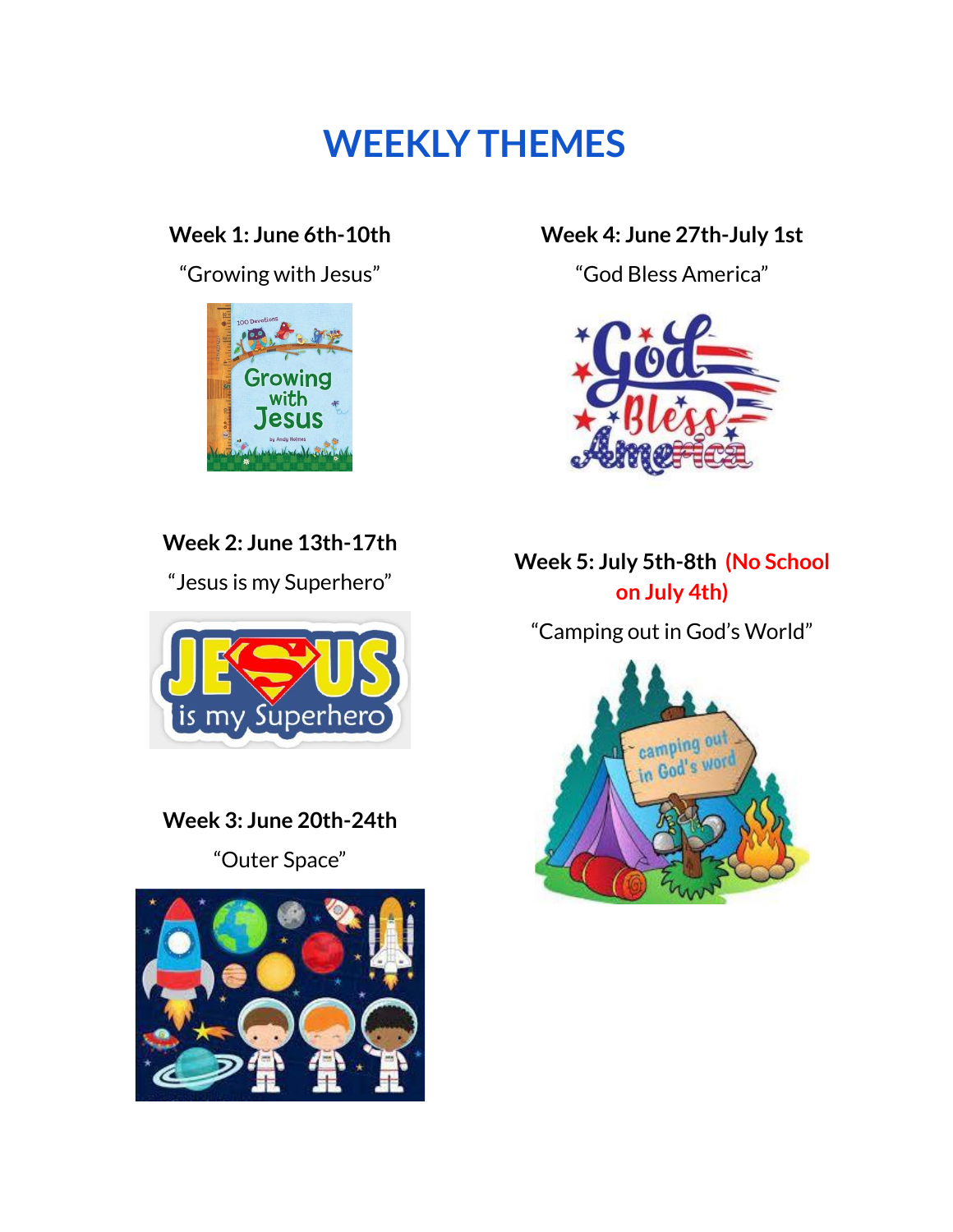# WEEKLY THEMES

**Week 1: June 6th-10th**

"Growing with Jesus"

**Week 2: June 13th-17th**

"Jesus is my Superhero"

**Week 3: June 20th-24th**

"Outer Space"

**Week 4: June 27th-July 1st**

"God Bless America"

**Week 5: July 5th-8th (No School on July 4th)**

"Camping out in God's World"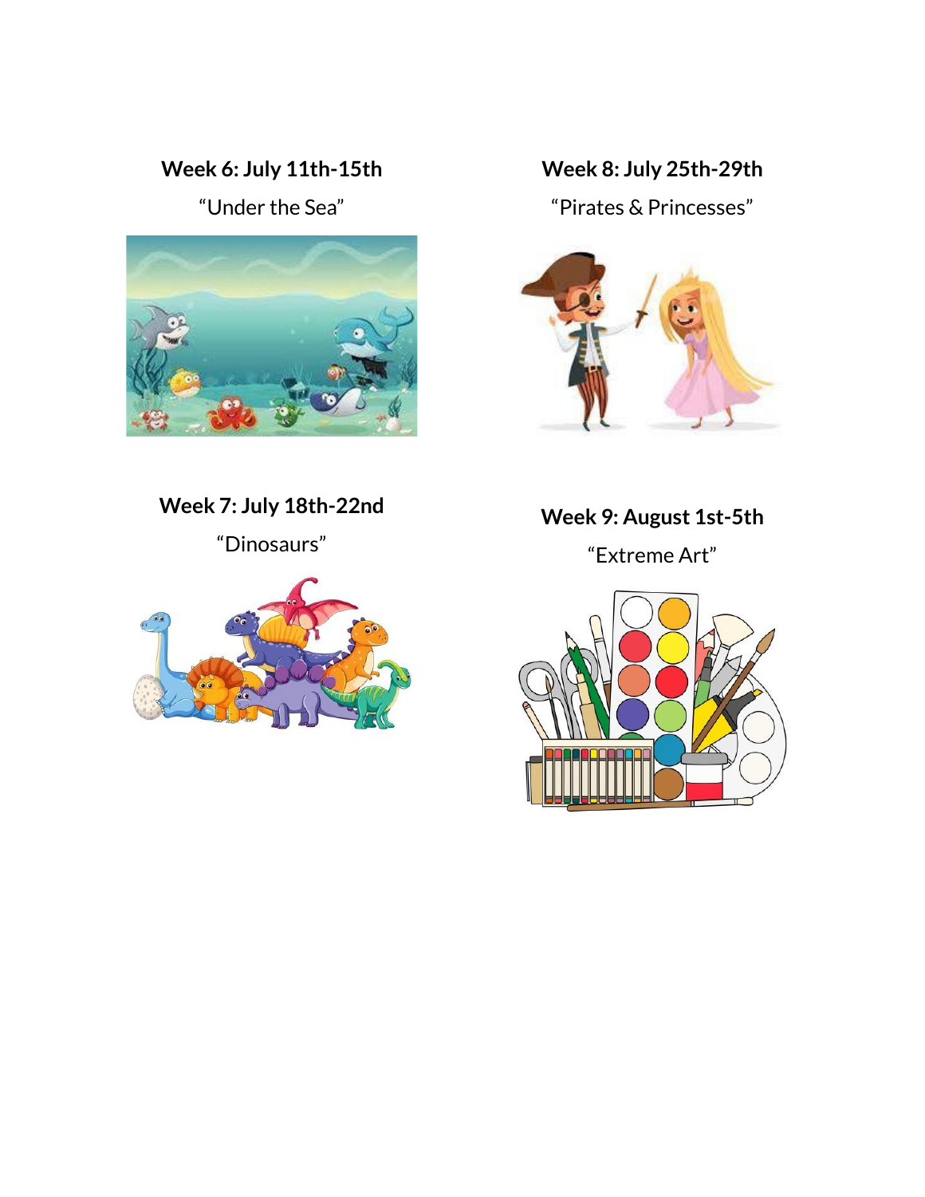**Week 6: July 11th-15th**

"Under the Sea"

**Week 7: July 18th-22nd**

"Dinosaurs"

**Week 8: July 25th-29th**

"Pirates & Princesses"

**Week 9: August 1st-5th**

"Extreme Art"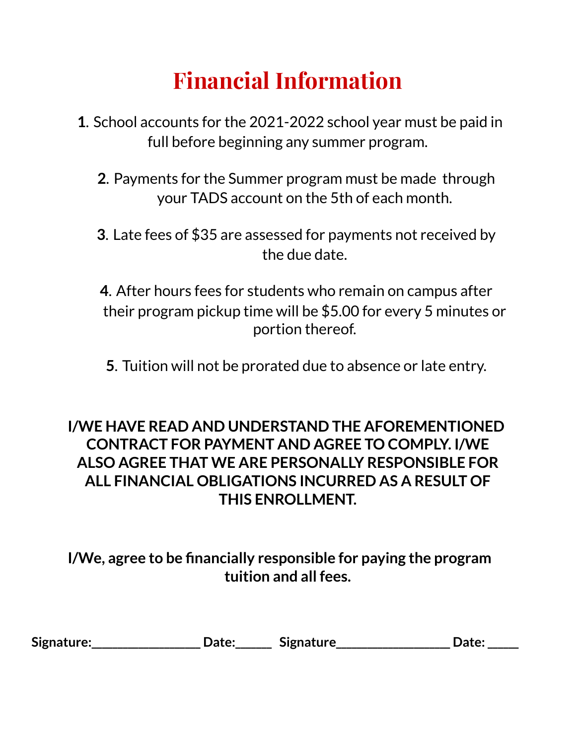# Financial Information

**1**. School accounts for the 2021-2022 school year must be paid in full before beginning any summer program.

**2**. Payments for the Summer program must be made through your TADS account on the 5th of each month.

**3**. Late fees of $35 are assessed for payments not received by the due date.

**4**. After hours fees for students who remain on campus after their program pickup time will be $5.00 for every 5 minutes or portion thereof.

**5**. Tuition will not be prorated due to absence or late entry.

**I/WE HAVE READ AND UNDERSTAND THE AFOREMENTIONED CONTRACT FOR PAYMENT AND AGREE TO COMPLY. I/WE ALSO AGREE THAT WE ARE PERSONALLY RESPONSIBLE FOR ALL FINANCIAL OBLIGATIONS INCURRED AS A RESULT OF THIS ENROLLMENT.**

**I/We, agree to be financially responsible for paying the program tuition and all fees.**

**Signature:_________________ Date:_____ Signature_________________ Date: _____**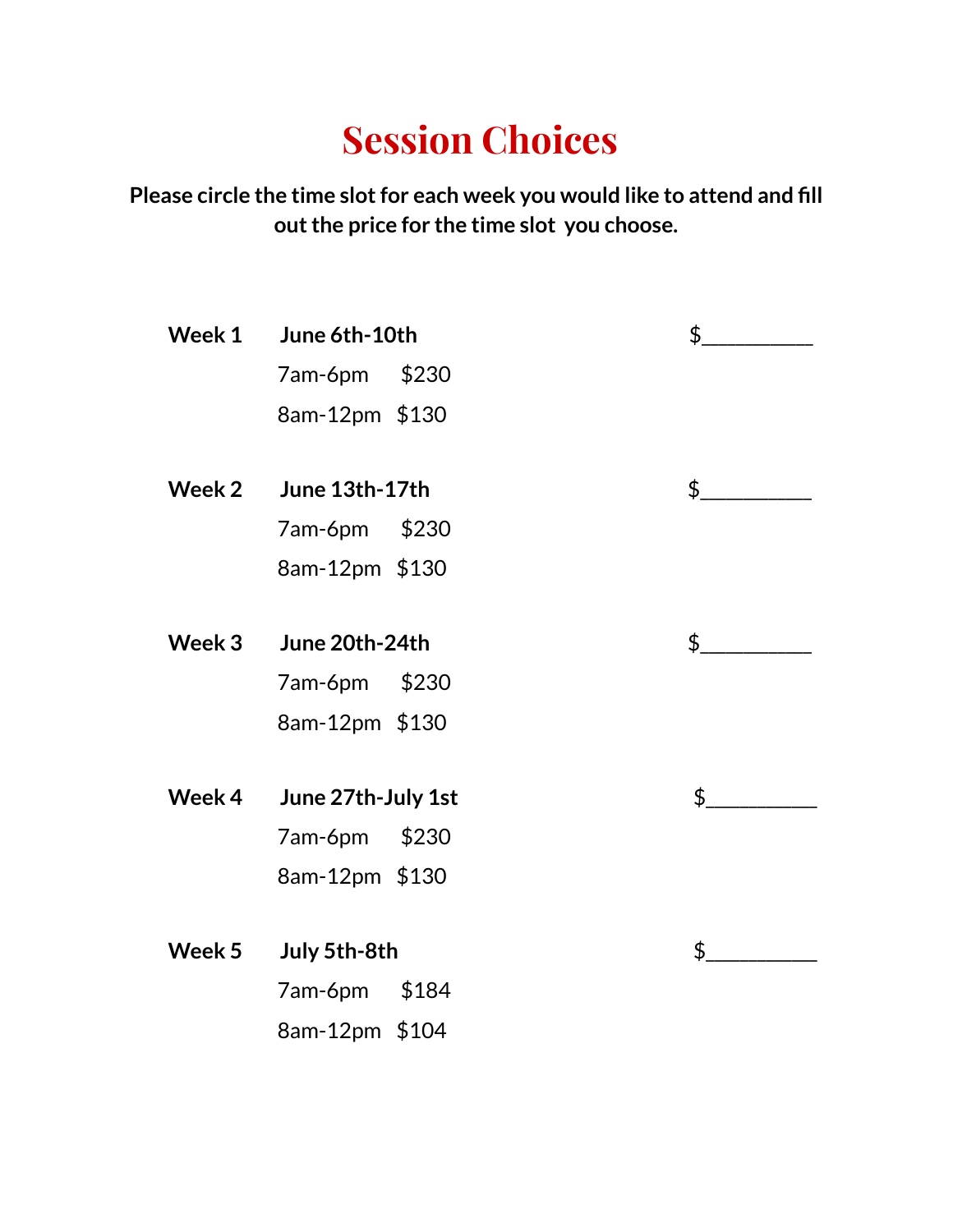# Session Choices

**Please circle the time slot for each week you would like to attend and fill out the price for the time slot you choose.**

**Week 1** **June 6th-10th** $__________

7am-6pm $230

8am-12pm $130

**Week 2** **June 13th-17th** $__________

7am-6pm $230

8am-12pm $130

**Week 3** **June 20th-24th** $__________

7am-6pm $230

8am-12pm $130

**Week 4** **June 27th-July 1st** $__________

7am-6pm $230

8am-12pm $130

**Week 5** **July 5th-8th** $__________

7am-6pm $184

8am-12pm $104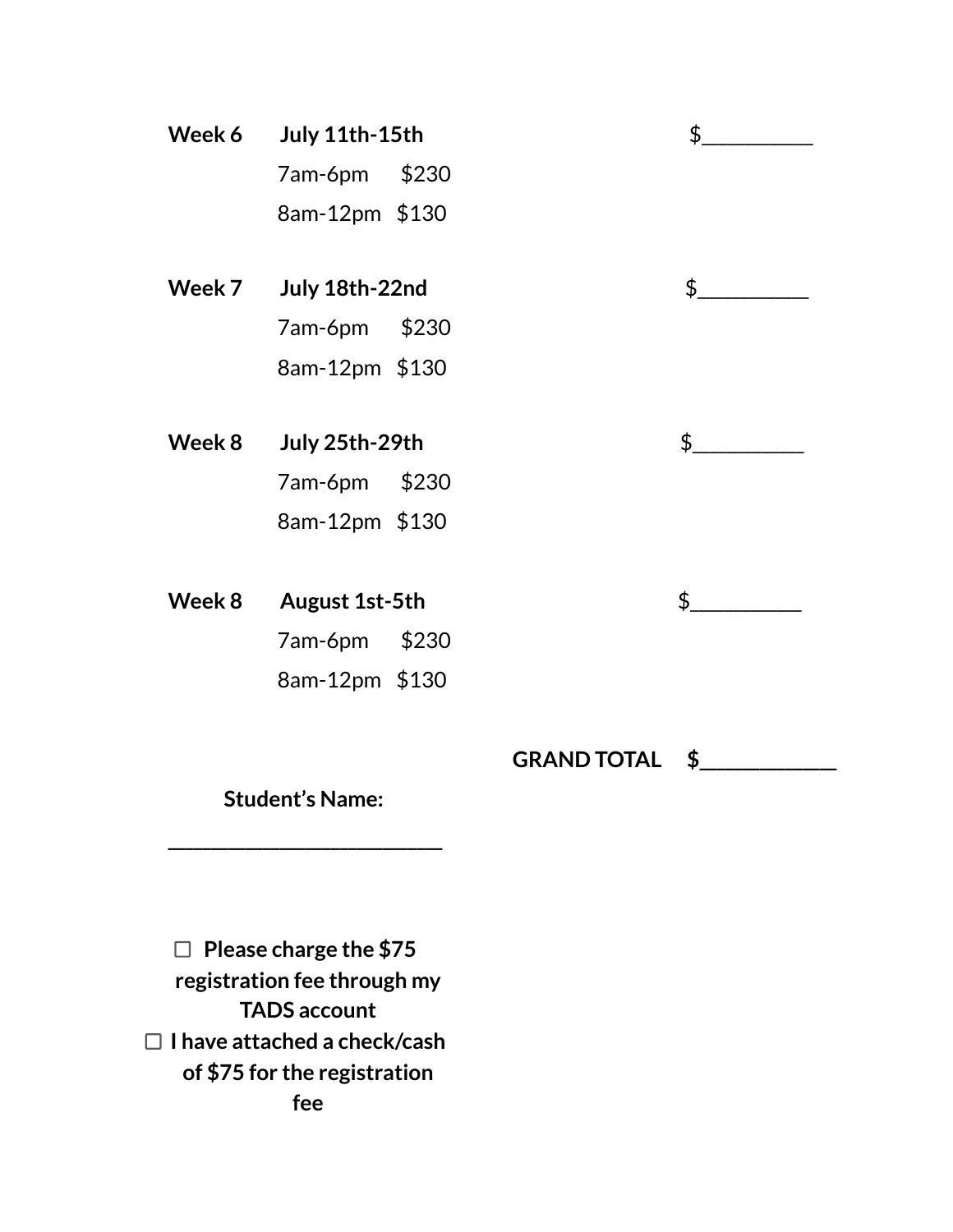**Week 6** **July 11th-15th** $__________

7am-6pm $230

8am-12pm $130

**Week 7** **July 18th-22nd** $__________

7am-6pm $230

8am-12pm $130

**Week 8** **July 25th-29th** $__________

7am-6pm $230

8am-12pm $130

**Week 8** **August 1st-5th** $__________

7am-6pm $230

8am-12pm $130

**GRAND TOTAL $____________**

**Student's Name:**

**_________________________**

☐ **Please charge the $75 registration fee through my TADS account**

☐ **I have attached a check/cash of $75 for the registration fee**